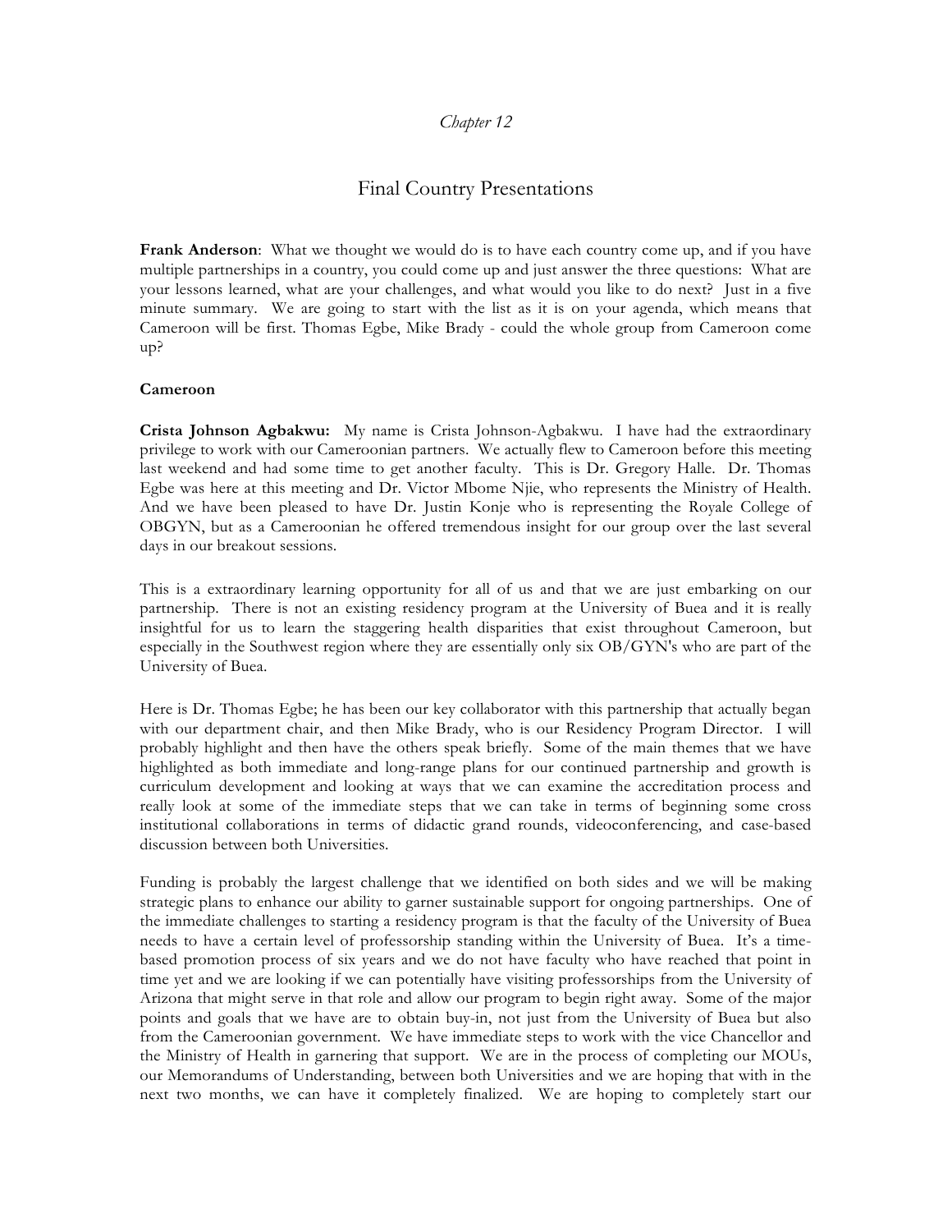*Chapter 12*

# Final Country Presentations

**Frank Anderson**: What we thought we would do is to have each country come up, and if you have multiple partnerships in a country, you could come up and just answer the three questions: What are your lessons learned, what are your challenges, and what would you like to do next? Just in a five minute summary. We are going to start with the list as it is on your agenda, which means that Cameroon will be first. Thomas Egbe, Mike Brady - could the whole group from Cameroon come up?

**Cameroon**

**Crista Johnson Agbakwu:** My name is Crista Johnson-Agbakwu. I have had the extraordinary privilege to work with our Cameroonian partners. We actually flew to Cameroon before this meeting last weekend and had some time to get another faculty. This is Dr. Gregory Halle. Dr. Thomas Egbe was here at this meeting and Dr. Victor Mbome Njie, who represents the Ministry of Health. And we have been pleased to have Dr. Justin Konje who is representing the Royale College of OBGYN, but as a Cameroonian he offered tremendous insight for our group over the last several days in our breakout sessions.

This is a extraordinary learning opportunity for all of us and that we are just embarking on our partnership. There is not an existing residency program at the University of Buea and it is really insightful for us to learn the staggering health disparities that exist throughout Cameroon, but especially in the Southwest region where they are essentially only six OB/GYN's who are part of the University of Buea.

Here is Dr. Thomas Egbe; he has been our key collaborator with this partnership that actually began with our department chair, and then Mike Brady, who is our Residency Program Director. I will probably highlight and then have the others speak briefly. Some of the main themes that we have highlighted as both immediate and long-range plans for our continued partnership and growth is curriculum development and looking at ways that we can examine the accreditation process and really look at some of the immediate steps that we can take in terms of beginning some cross institutional collaborations in terms of didactic grand rounds, videoconferencing, and case-based discussion between both Universities.

Funding is probably the largest challenge that we identified on both sides and we will be making strategic plans to enhance our ability to garner sustainable support for ongoing partnerships. One of the immediate challenges to starting a residency program is that the faculty of the University of Buea needs to have a certain level of professorship standing within the University of Buea. It's a time-based promotion process of six years and we do not have faculty who have reached that point in time yet and we are looking if we can potentially have visiting professorships from the University of Arizona that might serve in that role and allow our program to begin right away. Some of the major points and goals that we have are to obtain buy-in, not just from the University of Buea but also from the Cameroonian government. We have immediate steps to work with the vice Chancellor and the Ministry of Health in garnering that support. We are in the process of completing our MOUs, our Memorandums of Understanding, between both Universities and we are hoping that with in the next two months, we can have it completely finalized. We are hoping to completely start our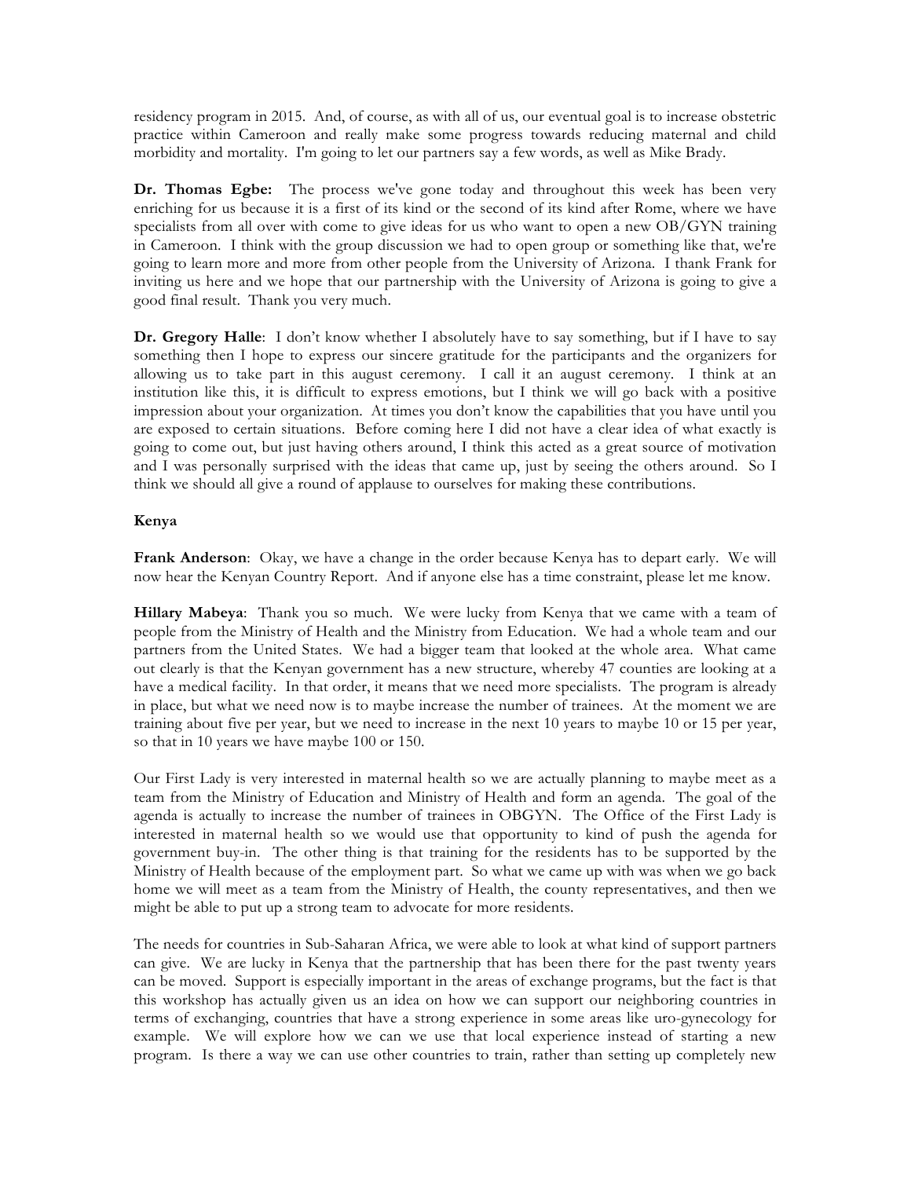residency program in 2015. And, of course, as with all of us, our eventual goal is to increase obstetric practice within Cameroon and really make some progress towards reducing maternal and child morbidity and mortality. I'm going to let our partners say a few words, as well as Mike Brady.

**Dr. Thomas Egbe:** The process we've gone today and throughout this week has been very enriching for us because it is a first of its kind or the second of its kind after Rome, where we have specialists from all over with come to give ideas for us who want to open a new OB/GYN training in Cameroon. I think with the group discussion we had to open group or something like that, we're going to learn more and more from other people from the University of Arizona. I thank Frank for inviting us here and we hope that our partnership with the University of Arizona is going to give a good final result. Thank you very much.

**Dr. Gregory Halle**: I don't know whether I absolutely have to say something, but if I have to say something then I hope to express our sincere gratitude for the participants and the organizers for allowing us to take part in this august ceremony. I call it an august ceremony. I think at an institution like this, it is difficult to express emotions, but I think we will go back with a positive impression about your organization. At times you don't know the capabilities that you have until you are exposed to certain situations. Before coming here I did not have a clear idea of what exactly is going to come out, but just having others around, I think this acted as a great source of motivation and I was personally surprised with the ideas that came up, just by seeing the others around. So I think we should all give a round of applause to ourselves for making these contributions.

**Kenya**

**Frank Anderson**: Okay, we have a change in the order because Kenya has to depart early. We will now hear the Kenyan Country Report. And if anyone else has a time constraint, please let me know.

**Hillary Mabeya**: Thank you so much. We were lucky from Kenya that we came with a team of people from the Ministry of Health and the Ministry from Education. We had a whole team and our partners from the United States. We had a bigger team that looked at the whole area. What came out clearly is that the Kenyan government has a new structure, whereby 47 counties are looking at a have a medical facility. In that order, it means that we need more specialists. The program is already in place, but what we need now is to maybe increase the number of trainees. At the moment we are training about five per year, but we need to increase in the next 10 years to maybe 10 or 15 per year, so that in 10 years we have maybe 100 or 150.

Our First Lady is very interested in maternal health so we are actually planning to maybe meet as a team from the Ministry of Education and Ministry of Health and form an agenda. The goal of the agenda is actually to increase the number of trainees in OBGYN. The Office of the First Lady is interested in maternal health so we would use that opportunity to kind of push the agenda for government buy-in. The other thing is that training for the residents has to be supported by the Ministry of Health because of the employment part. So what we came up with was when we go back home we will meet as a team from the Ministry of Health, the county representatives, and then we might be able to put up a strong team to advocate for more residents.

The needs for countries in Sub-Saharan Africa, we were able to look at what kind of support partners can give. We are lucky in Kenya that the partnership that has been there for the past twenty years can be moved. Support is especially important in the areas of exchange programs, but the fact is that this workshop has actually given us an idea on how we can support our neighboring countries in terms of exchanging, countries that have a strong experience in some areas like uro-gynecology for example. We will explore how we can we use that local experience instead of starting a new program. Is there a way we can use other countries to train, rather than setting up completely new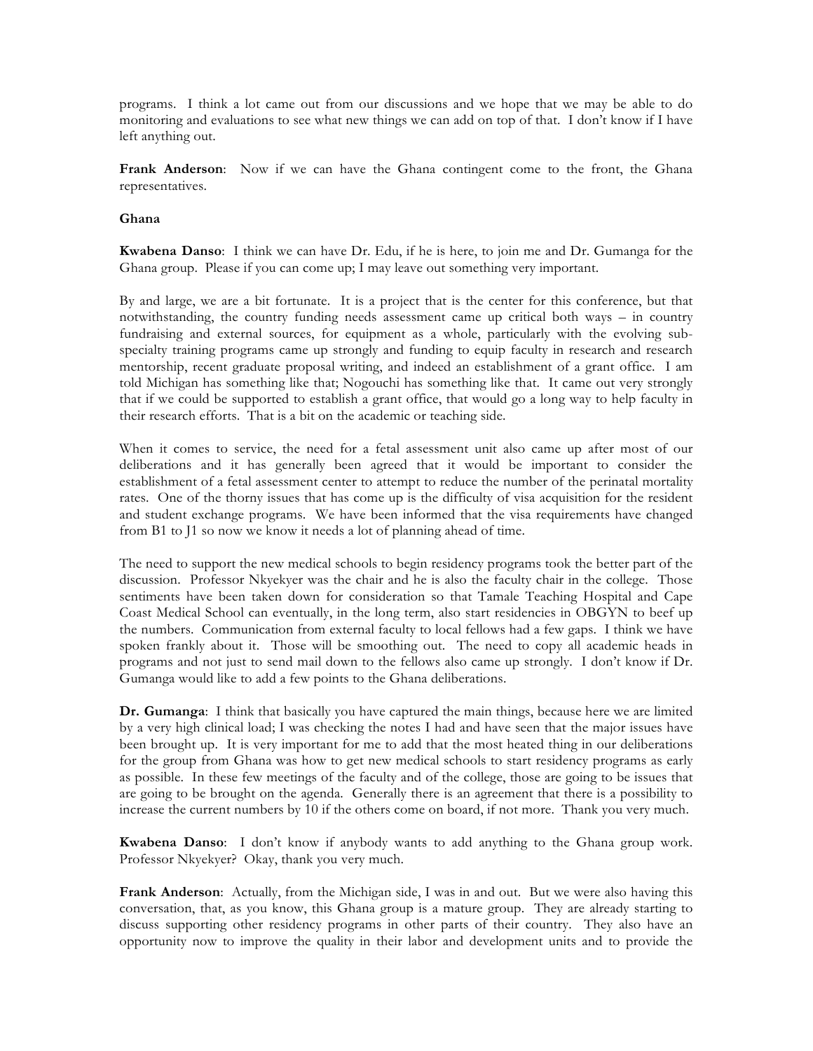programs. I think a lot came out from our discussions and we hope that we may be able to do monitoring and evaluations to see what new things we can add on top of that. I don't know if I have left anything out.

**Frank Anderson**: Now if we can have the Ghana contingent come to the front, the Ghana representatives.

**Ghana**

**Kwabena Danso**: I think we can have Dr. Edu, if he is here, to join me and Dr. Gumanga for the Ghana group. Please if you can come up; I may leave out something very important.

By and large, we are a bit fortunate. It is a project that is the center for this conference, but that notwithstanding, the country funding needs assessment came up critical both ways – in country fundraising and external sources, for equipment as a whole, particularly with the evolving sub-specialty training programs came up strongly and funding to equip faculty in research and research mentorship, recent graduate proposal writing, and indeed an establishment of a grant office. I am told Michigan has something like that; Nogouchi has something like that. It came out very strongly that if we could be supported to establish a grant office, that would go a long way to help faculty in their research efforts. That is a bit on the academic or teaching side.

When it comes to service, the need for a fetal assessment unit also came up after most of our deliberations and it has generally been agreed that it would be important to consider the establishment of a fetal assessment center to attempt to reduce the number of the perinatal mortality rates. One of the thorny issues that has come up is the difficulty of visa acquisition for the resident and student exchange programs. We have been informed that the visa requirements have changed from B1 to J1 so now we know it needs a lot of planning ahead of time.

The need to support the new medical schools to begin residency programs took the better part of the discussion. Professor Nkyekyer was the chair and he is also the faculty chair in the college. Those sentiments have been taken down for consideration so that Tamale Teaching Hospital and Cape Coast Medical School can eventually, in the long term, also start residencies in OBGYN to beef up the numbers. Communication from external faculty to local fellows had a few gaps. I think we have spoken frankly about it. Those will be smoothing out. The need to copy all academic heads in programs and not just to send mail down to the fellows also came up strongly. I don't know if Dr. Gumanga would like to add a few points to the Ghana deliberations.

**Dr. Gumanga**: I think that basically you have captured the main things, because here we are limited by a very high clinical load; I was checking the notes I had and have seen that the major issues have been brought up. It is very important for me to add that the most heated thing in our deliberations for the group from Ghana was how to get new medical schools to start residency programs as early as possible. In these few meetings of the faculty and of the college, those are going to be issues that are going to be brought on the agenda. Generally there is an agreement that there is a possibility to increase the current numbers by 10 if the others come on board, if not more. Thank you very much.

**Kwabena Danso**: I don't know if anybody wants to add anything to the Ghana group work. Professor Nkyekyer? Okay, thank you very much.

**Frank Anderson**: Actually, from the Michigan side, I was in and out. But we were also having this conversation, that, as you know, this Ghana group is a mature group. They are already starting to discuss supporting other residency programs in other parts of their country. They also have an opportunity now to improve the quality in their labor and development units and to provide the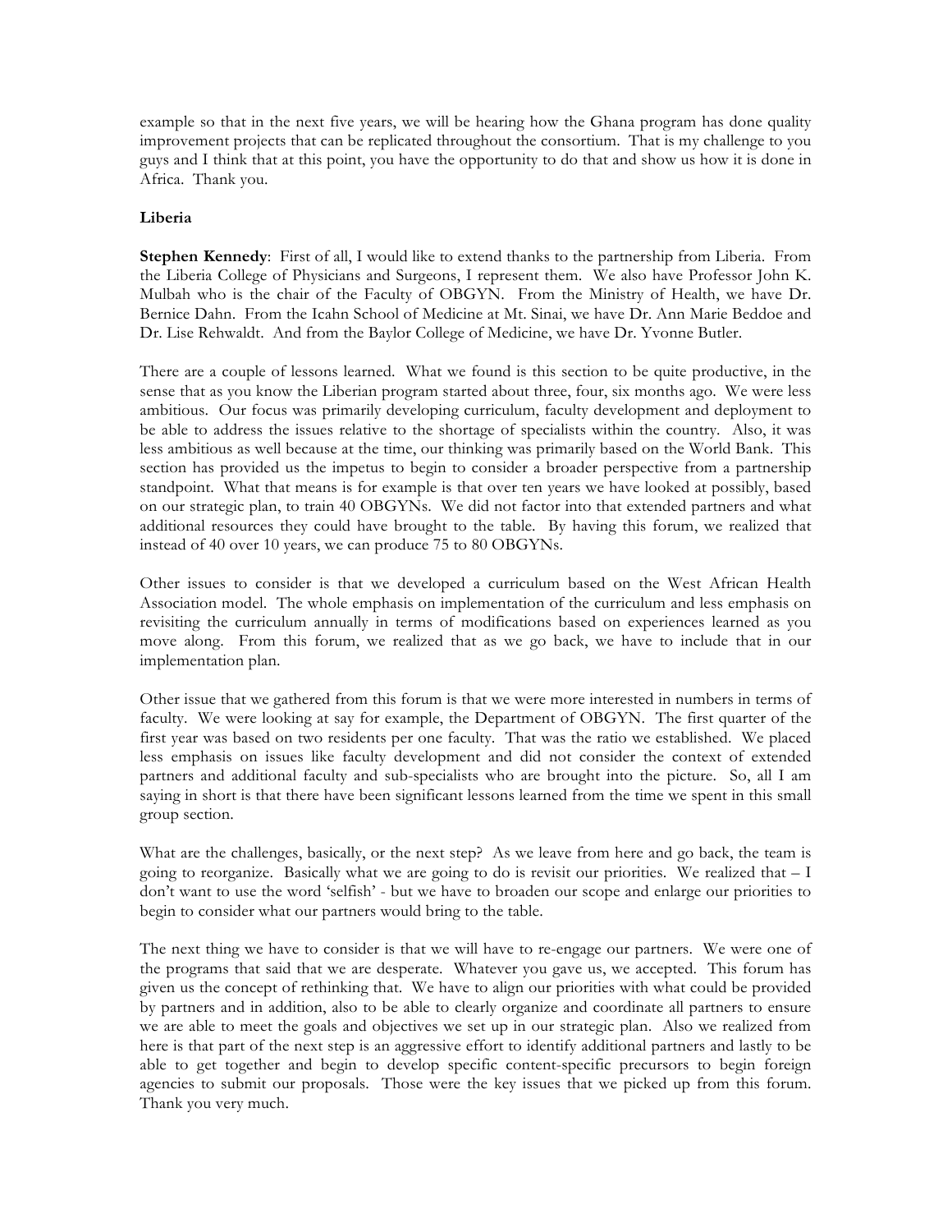example so that in the next five years, we will be hearing how the Ghana program has done quality improvement projects that can be replicated throughout the consortium. That is my challenge to you guys and I think that at this point, you have the opportunity to do that and show us how it is done in Africa. Thank you.

**Liberia**

**Stephen Kennedy**: First of all, I would like to extend thanks to the partnership from Liberia. From the Liberia College of Physicians and Surgeons, I represent them. We also have Professor John K. Mulbah who is the chair of the Faculty of OBGYN. From the Ministry of Health, we have Dr. Bernice Dahn. From the Icahn School of Medicine at Mt. Sinai, we have Dr. Ann Marie Beddoe and Dr. Lise Rehwaldt. And from the Baylor College of Medicine, we have Dr. Yvonne Butler.

There are a couple of lessons learned. What we found is this section to be quite productive, in the sense that as you know the Liberian program started about three, four, six months ago. We were less ambitious. Our focus was primarily developing curriculum, faculty development and deployment to be able to address the issues relative to the shortage of specialists within the country. Also, it was less ambitious as well because at the time, our thinking was primarily based on the World Bank. This section has provided us the impetus to begin to consider a broader perspective from a partnership standpoint. What that means is for example is that over ten years we have looked at possibly, based on our strategic plan, to train 40 OBGYNs. We did not factor into that extended partners and what additional resources they could have brought to the table. By having this forum, we realized that instead of 40 over 10 years, we can produce 75 to 80 OBGYNs.

Other issues to consider is that we developed a curriculum based on the West African Health Association model. The whole emphasis on implementation of the curriculum and less emphasis on revisiting the curriculum annually in terms of modifications based on experiences learned as you move along. From this forum, we realized that as we go back, we have to include that in our implementation plan.

Other issue that we gathered from this forum is that we were more interested in numbers in terms of faculty. We were looking at say for example, the Department of OBGYN. The first quarter of the first year was based on two residents per one faculty. That was the ratio we established. We placed less emphasis on issues like faculty development and did not consider the context of extended partners and additional faculty and sub-specialists who are brought into the picture. So, all I am saying in short is that there have been significant lessons learned from the time we spent in this small group section.

What are the challenges, basically, or the next step? As we leave from here and go back, the team is going to reorganize. Basically what we are going to do is revisit our priorities. We realized that – I don't want to use the word 'selfish' - but we have to broaden our scope and enlarge our priorities to begin to consider what our partners would bring to the table.

The next thing we have to consider is that we will have to re-engage our partners. We were one of the programs that said that we are desperate. Whatever you gave us, we accepted. This forum has given us the concept of rethinking that. We have to align our priorities with what could be provided by partners and in addition, also to be able to clearly organize and coordinate all partners to ensure we are able to meet the goals and objectives we set up in our strategic plan. Also we realized from here is that part of the next step is an aggressive effort to identify additional partners and lastly to be able to get together and begin to develop specific content-specific precursors to begin foreign agencies to submit our proposals. Those were the key issues that we picked up from this forum. Thank you very much.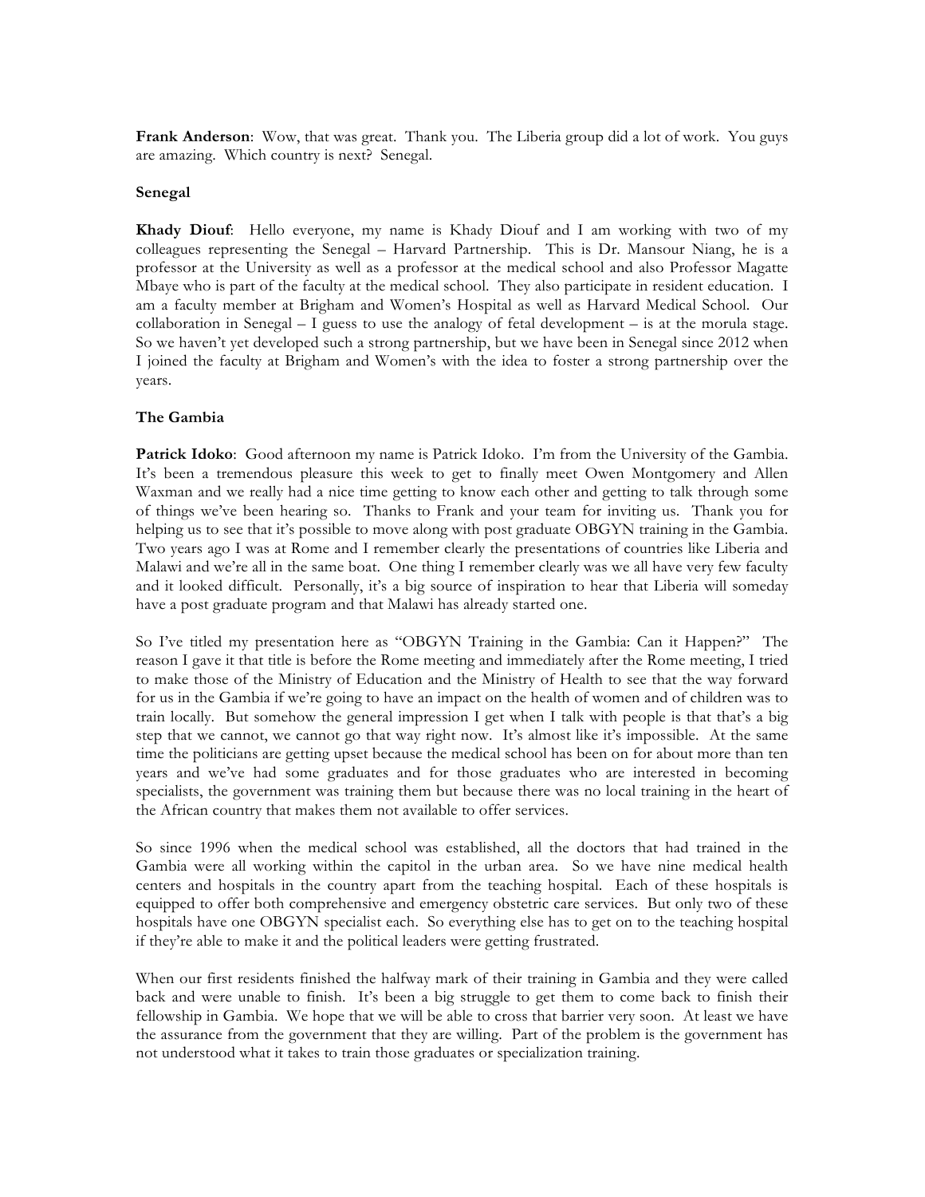**Frank Anderson**: Wow, that was great. Thank you. The Liberia group did a lot of work. You guys are amazing. Which country is next? Senegal.

**Senegal**

**Khady Diouf**: Hello everyone, my name is Khady Diouf and I am working with two of my colleagues representing the Senegal – Harvard Partnership. This is Dr. Mansour Niang, he is a professor at the University as well as a professor at the medical school and also Professor Magatte Mbaye who is part of the faculty at the medical school. They also participate in resident education. I am a faculty member at Brigham and Women's Hospital as well as Harvard Medical School. Our collaboration in Senegal – I guess to use the analogy of fetal development – is at the morula stage. So we haven't yet developed such a strong partnership, but we have been in Senegal since 2012 when I joined the faculty at Brigham and Women's with the idea to foster a strong partnership over the years.

**The Gambia**

**Patrick Idoko**: Good afternoon my name is Patrick Idoko. I'm from the University of the Gambia. It's been a tremendous pleasure this week to get to finally meet Owen Montgomery and Allen Waxman and we really had a nice time getting to know each other and getting to talk through some of things we've been hearing so. Thanks to Frank and your team for inviting us. Thank you for helping us to see that it's possible to move along with post graduate OBGYN training in the Gambia. Two years ago I was at Rome and I remember clearly the presentations of countries like Liberia and Malawi and we're all in the same boat. One thing I remember clearly was we all have very few faculty and it looked difficult. Personally, it's a big source of inspiration to hear that Liberia will someday have a post graduate program and that Malawi has already started one.

So I've titled my presentation here as "OBGYN Training in the Gambia: Can it Happen?" The reason I gave it that title is before the Rome meeting and immediately after the Rome meeting, I tried to make those of the Ministry of Education and the Ministry of Health to see that the way forward for us in the Gambia if we're going to have an impact on the health of women and of children was to train locally. But somehow the general impression I get when I talk with people is that that's a big step that we cannot, we cannot go that way right now. It's almost like it's impossible. At the same time the politicians are getting upset because the medical school has been on for about more than ten years and we've had some graduates and for those graduates who are interested in becoming specialists, the government was training them but because there was no local training in the heart of the African country that makes them not available to offer services.

So since 1996 when the medical school was established, all the doctors that had trained in the Gambia were all working within the capitol in the urban area. So we have nine medical health centers and hospitals in the country apart from the teaching hospital. Each of these hospitals is equipped to offer both comprehensive and emergency obstetric care services. But only two of these hospitals have one OBGYN specialist each. So everything else has to get on to the teaching hospital if they're able to make it and the political leaders were getting frustrated.

When our first residents finished the halfway mark of their training in Gambia and they were called back and were unable to finish. It's been a big struggle to get them to come back to finish their fellowship in Gambia. We hope that we will be able to cross that barrier very soon. At least we have the assurance from the government that they are willing. Part of the problem is the government has not understood what it takes to train those graduates or specialization training.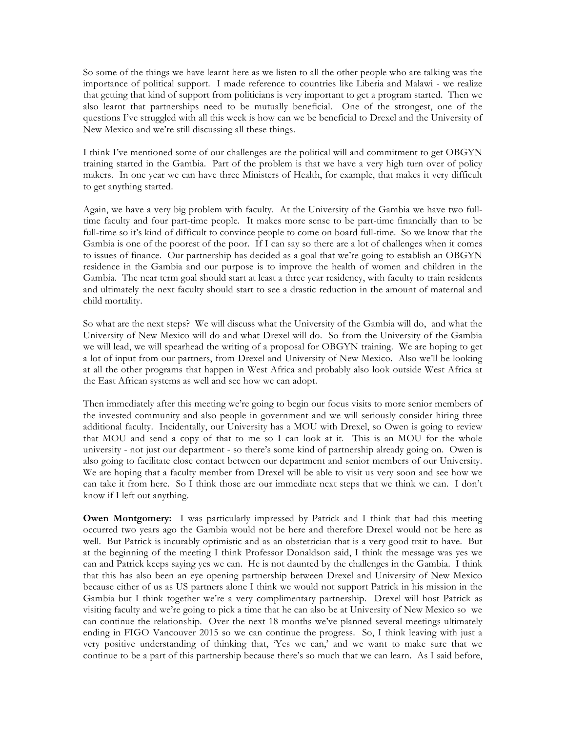So some of the things we have learnt here as we listen to all the other people who are talking was the importance of political support. I made reference to countries like Liberia and Malawi - we realize that getting that kind of support from politicians is very important to get a program started. Then we also learnt that partnerships need to be mutually beneficial. One of the strongest, one of the questions I've struggled with all this week is how can we be beneficial to Drexel and the University of New Mexico and we're still discussing all these things.

I think I've mentioned some of our challenges are the political will and commitment to get OBGYN training started in the Gambia. Part of the problem is that we have a very high turn over of policy makers. In one year we can have three Ministers of Health, for example, that makes it very difficult to get anything started.

Again, we have a very big problem with faculty. At the University of the Gambia we have two full-time faculty and four part-time people. It makes more sense to be part-time financially than to be full-time so it's kind of difficult to convince people to come on board full-time. So we know that the Gambia is one of the poorest of the poor. If I can say so there are a lot of challenges when it comes to issues of finance. Our partnership has decided as a goal that we're going to establish an OBGYN residence in the Gambia and our purpose is to improve the health of women and children in the Gambia. The near term goal should start at least a three year residency, with faculty to train residents and ultimately the next faculty should start to see a drastic reduction in the amount of maternal and child mortality.

So what are the next steps? We will discuss what the University of the Gambia will do, and what the University of New Mexico will do and what Drexel will do. So from the University of the Gambia we will lead, we will spearhead the writing of a proposal for OBGYN training. We are hoping to get a lot of input from our partners, from Drexel and University of New Mexico. Also we'll be looking at all the other programs that happen in West Africa and probably also look outside West Africa at the East African systems as well and see how we can adopt.

Then immediately after this meeting we're going to begin our focus visits to more senior members of the invested community and also people in government and we will seriously consider hiring three additional faculty. Incidentally, our University has a MOU with Drexel, so Owen is going to review that MOU and send a copy of that to me so I can look at it. This is an MOU for the whole university - not just our department - so there's some kind of partnership already going on. Owen is also going to facilitate close contact between our department and senior members of our University. We are hoping that a faculty member from Drexel will be able to visit us very soon and see how we can take it from here. So I think those are our immediate next steps that we think we can. I don't know if I left out anything.

**Owen Montgomery:** I was particularly impressed by Patrick and I think that had this meeting occurred two years ago the Gambia would not be here and therefore Drexel would not be here as well. But Patrick is incurably optimistic and as an obstetrician that is a very good trait to have. But at the beginning of the meeting I think Professor Donaldson said, I think the message was yes we can and Patrick keeps saying yes we can. He is not daunted by the challenges in the Gambia. I think that this has also been an eye opening partnership between Drexel and University of New Mexico because either of us as US partners alone I think we would not support Patrick in his mission in the Gambia but I think together we're a very complimentary partnership. Drexel will host Patrick as visiting faculty and we're going to pick a time that he can also be at University of New Mexico so we can continue the relationship. Over the next 18 months we've planned several meetings ultimately ending in FIGO Vancouver 2015 so we can continue the progress. So, I think leaving with just a very positive understanding of thinking that, 'Yes we can,' and we want to make sure that we continue to be a part of this partnership because there's so much that we can learn. As I said before,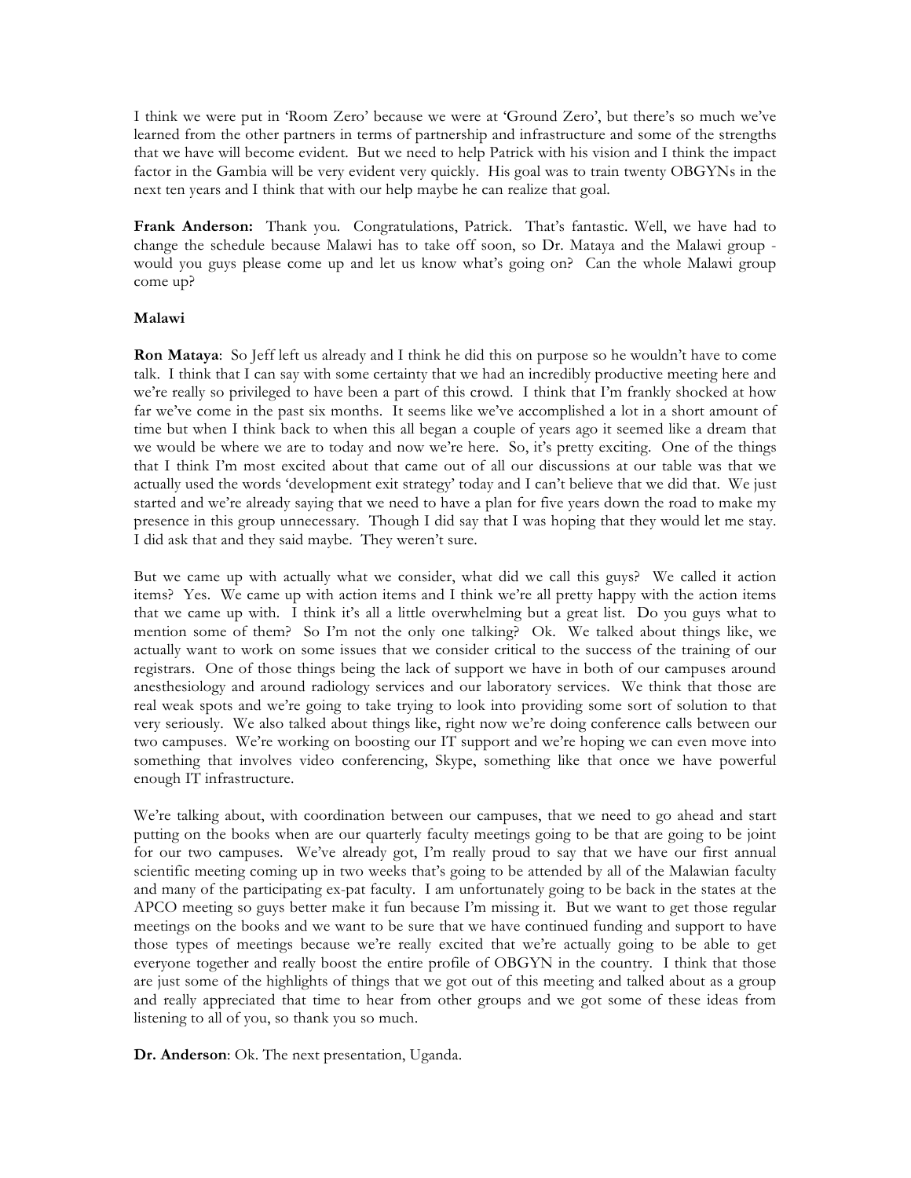I think we were put in 'Room Zero' because we were at 'Ground Zero', but there's so much we've learned from the other partners in terms of partnership and infrastructure and some of the strengths that we have will become evident. But we need to help Patrick with his vision and I think the impact factor in the Gambia will be very evident very quickly. His goal was to train twenty OBGYNs in the next ten years and I think that with our help maybe he can realize that goal.

**Frank Anderson:** Thank you. Congratulations, Patrick. That's fantastic. Well, we have had to change the schedule because Malawi has to take off soon, so Dr. Mataya and the Malawi group - would you guys please come up and let us know what's going on? Can the whole Malawi group come up?

**Malawi**

**Ron Mataya**: So Jeff left us already and I think he did this on purpose so he wouldn't have to come talk. I think that I can say with some certainty that we had an incredibly productive meeting here and we're really so privileged to have been a part of this crowd. I think that I'm frankly shocked at how far we've come in the past six months. It seems like we've accomplished a lot in a short amount of time but when I think back to when this all began a couple of years ago it seemed like a dream that we would be where we are to today and now we're here. So, it's pretty exciting. One of the things that I think I'm most excited about that came out of all our discussions at our table was that we actually used the words 'development exit strategy' today and I can't believe that we did that. We just started and we're already saying that we need to have a plan for five years down the road to make my presence in this group unnecessary. Though I did say that I was hoping that they would let me stay. I did ask that and they said maybe. They weren't sure.

But we came up with actually what we consider, what did we call this guys? We called it action items? Yes. We came up with action items and I think we're all pretty happy with the action items that we came up with. I think it's all a little overwhelming but a great list. Do you guys what to mention some of them? So I'm not the only one talking? Ok. We talked about things like, we actually want to work on some issues that we consider critical to the success of the training of our registrars. One of those things being the lack of support we have in both of our campuses around anesthesiology and around radiology services and our laboratory services. We think that those are real weak spots and we're going to take trying to look into providing some sort of solution to that very seriously. We also talked about things like, right now we're doing conference calls between our two campuses. We're working on boosting our IT support and we're hoping we can even move into something that involves video conferencing, Skype, something like that once we have powerful enough IT infrastructure.

We're talking about, with coordination between our campuses, that we need to go ahead and start putting on the books when are our quarterly faculty meetings going to be that are going to be joint for our two campuses. We've already got, I'm really proud to say that we have our first annual scientific meeting coming up in two weeks that's going to be attended by all of the Malawian faculty and many of the participating ex-pat faculty. I am unfortunately going to be back in the states at the APCO meeting so guys better make it fun because I'm missing it. But we want to get those regular meetings on the books and we want to be sure that we have continued funding and support to have those types of meetings because we're really excited that we're actually going to be able to get everyone together and really boost the entire profile of OBGYN in the country. I think that those are just some of the highlights of things that we got out of this meeting and talked about as a group and really appreciated that time to hear from other groups and we got some of these ideas from listening to all of you, so thank you so much.

**Dr. Anderson**: Ok. The next presentation, Uganda.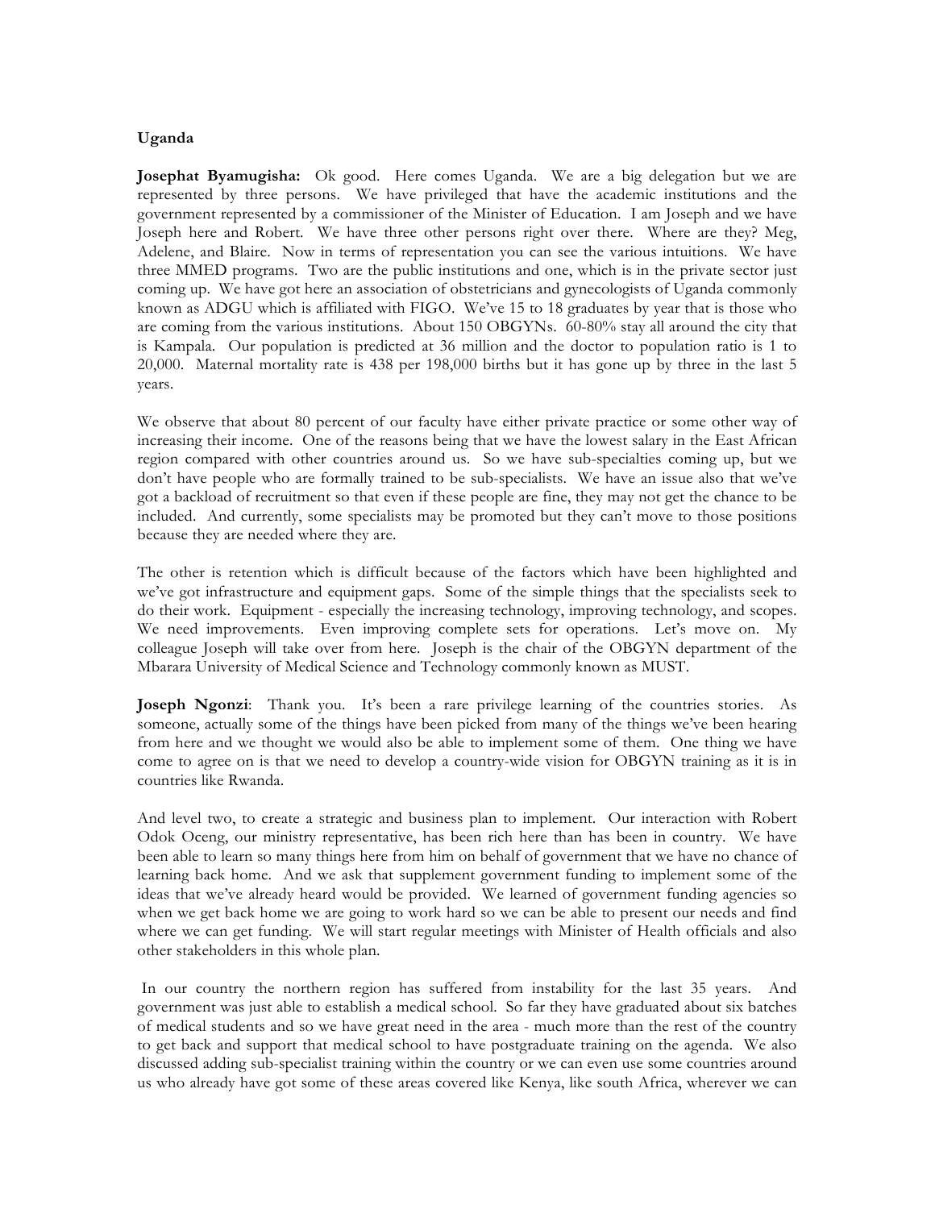**Uganda**

**Josephat Byamugisha:** Ok good. Here comes Uganda. We are a big delegation but we are represented by three persons. We have privileged that have the academic institutions and the government represented by a commissioner of the Minister of Education. I am Joseph and we have Joseph here and Robert. We have three other persons right over there. Where are they? Meg, Adelene, and Blaire. Now in terms of representation you can see the various intuitions. We have three MMED programs. Two are the public institutions and one, which is in the private sector just coming up. We have got here an association of obstetricians and gynecologists of Uganda commonly known as ADGU which is affiliated with FIGO. We've 15 to 18 graduates by year that is those who are coming from the various institutions. About 150 OBGYNs. 60-80% stay all around the city that is Kampala. Our population is predicted at 36 million and the doctor to population ratio is 1 to 20,000. Maternal mortality rate is 438 per 198,000 births but it has gone up by three in the last 5 years.

We observe that about 80 percent of our faculty have either private practice or some other way of increasing their income. One of the reasons being that we have the lowest salary in the East African region compared with other countries around us. So we have sub-specialties coming up, but we don't have people who are formally trained to be sub-specialists. We have an issue also that we've got a backload of recruitment so that even if these people are fine, they may not get the chance to be included. And currently, some specialists may be promoted but they can't move to those positions because they are needed where they are.

The other is retention which is difficult because of the factors which have been highlighted and we've got infrastructure and equipment gaps. Some of the simple things that the specialists seek to do their work. Equipment - especially the increasing technology, improving technology, and scopes. We need improvements. Even improving complete sets for operations. Let's move on. My colleague Joseph will take over from here. Joseph is the chair of the OBGYN department of the Mbarara University of Medical Science and Technology commonly known as MUST.

**Joseph Ngonzi**: Thank you. It's been a rare privilege learning of the countries stories. As someone, actually some of the things have been picked from many of the things we've been hearing from here and we thought we would also be able to implement some of them. One thing we have come to agree on is that we need to develop a country-wide vision for OBGYN training as it is in countries like Rwanda.

And level two, to create a strategic and business plan to implement. Our interaction with Robert Odok Oceng, our ministry representative, has been rich here than has been in country. We have been able to learn so many things here from him on behalf of government that we have no chance of learning back home. And we ask that supplement government funding to implement some of the ideas that we've already heard would be provided. We learned of government funding agencies so when we get back home we are going to work hard so we can be able to present our needs and find where we can get funding. We will start regular meetings with Minister of Health officials and also other stakeholders in this whole plan.

In our country the northern region has suffered from instability for the last 35 years. And government was just able to establish a medical school. So far they have graduated about six batches of medical students and so we have great need in the area - much more than the rest of the country to get back and support that medical school to have postgraduate training on the agenda. We also discussed adding sub-specialist training within the country or we can even use some countries around us who already have got some of these areas covered like Kenya, like south Africa, wherever we can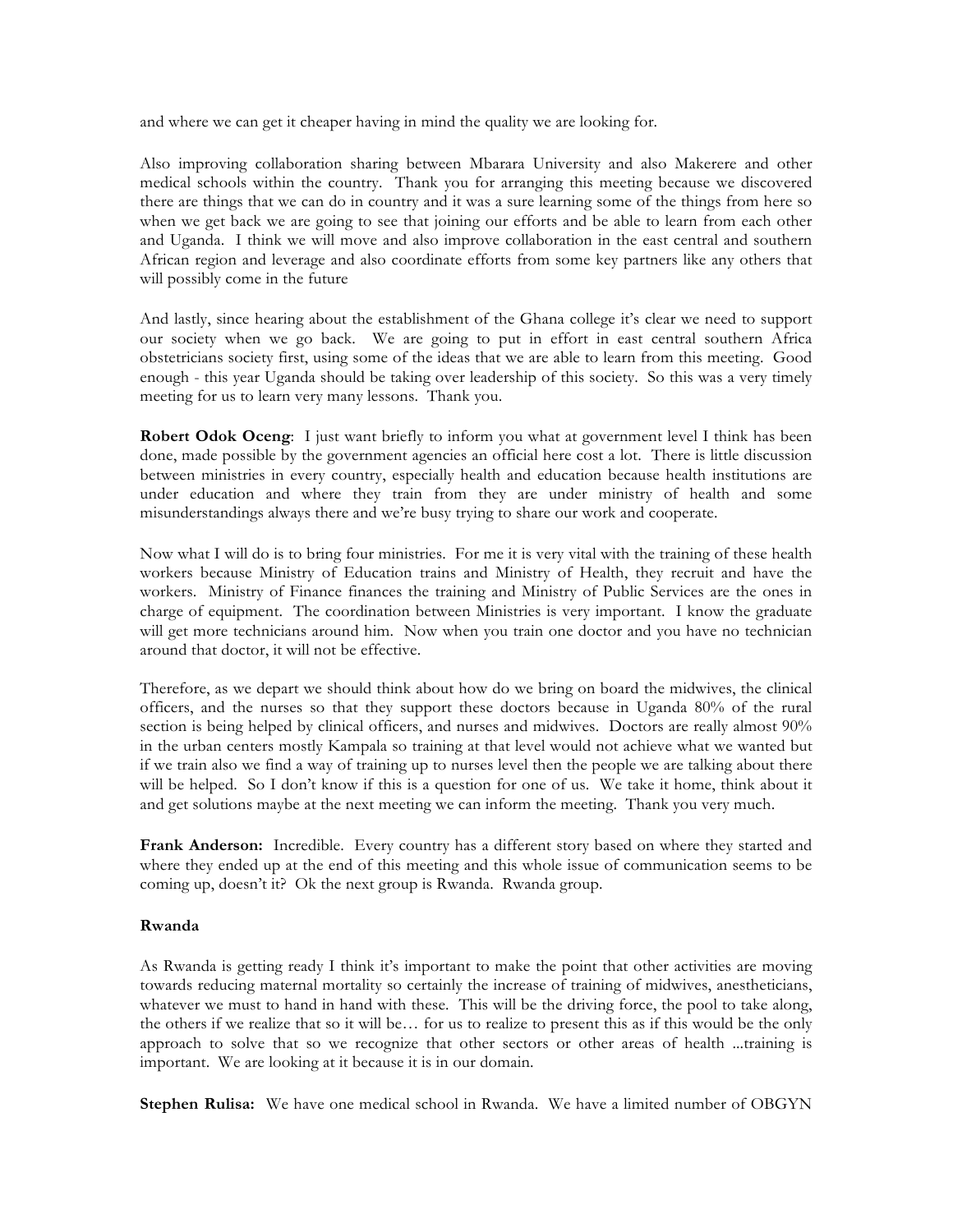and where we can get it cheaper having in mind the quality we are looking for.

Also improving collaboration sharing between Mbarara University and also Makerere and other medical schools within the country. Thank you for arranging this meeting because we discovered there are things that we can do in country and it was a sure learning some of the things from here so when we get back we are going to see that joining our efforts and be able to learn from each other and Uganda. I think we will move and also improve collaboration in the east central and southern African region and leverage and also coordinate efforts from some key partners like any others that will possibly come in the future

And lastly, since hearing about the establishment of the Ghana college it's clear we need to support our society when we go back. We are going to put in effort in east central southern Africa obstetricians society first, using some of the ideas that we are able to learn from this meeting. Good enough - this year Uganda should be taking over leadership of this society. So this was a very timely meeting for us to learn very many lessons. Thank you.

**Robert Odok Oceng**: I just want briefly to inform you what at government level I think has been done, made possible by the government agencies an official here cost a lot. There is little discussion between ministries in every country, especially health and education because health institutions are under education and where they train from they are under ministry of health and some misunderstandings always there and we're busy trying to share our work and cooperate.

Now what I will do is to bring four ministries. For me it is very vital with the training of these health workers because Ministry of Education trains and Ministry of Health, they recruit and have the workers. Ministry of Finance finances the training and Ministry of Public Services are the ones in charge of equipment. The coordination between Ministries is very important. I know the graduate will get more technicians around him. Now when you train one doctor and you have no technician around that doctor, it will not be effective.

Therefore, as we depart we should think about how do we bring on board the midwives, the clinical officers, and the nurses so that they support these doctors because in Uganda 80% of the rural section is being helped by clinical officers, and nurses and midwives. Doctors are really almost 90% in the urban centers mostly Kampala so training at that level would not achieve what we wanted but if we train also we find a way of training up to nurses level then the people we are talking about there will be helped. So I don't know if this is a question for one of us. We take it home, think about it and get solutions maybe at the next meeting we can inform the meeting. Thank you very much.

**Frank Anderson:** Incredible. Every country has a different story based on where they started and where they ended up at the end of this meeting and this whole issue of communication seems to be coming up, doesn't it? Ok the next group is Rwanda. Rwanda group.

**Rwanda**

As Rwanda is getting ready I think it's important to make the point that other activities are moving towards reducing maternal mortality so certainly the increase of training of midwives, anestheticians, whatever we must to hand in hand with these. This will be the driving force, the pool to take along, the others if we realize that so it will be… for us to realize to present this as if this would be the only approach to solve that so we recognize that other sectors or other areas of health ...training is important. We are looking at it because it is in our domain.

**Stephen Rulisa:** We have one medical school in Rwanda. We have a limited number of OBGYN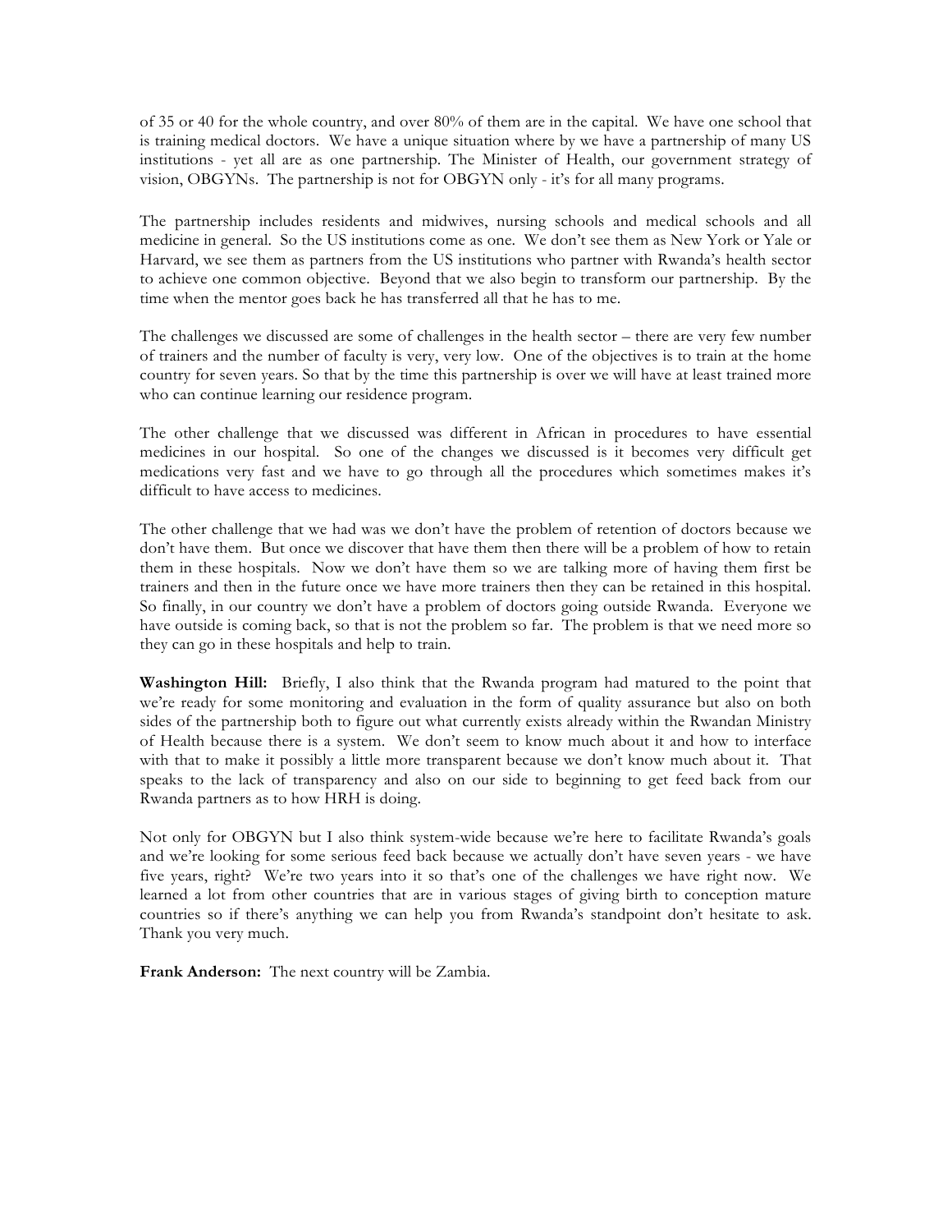of 35 or 40 for the whole country, and over 80% of them are in the capital. We have one school that is training medical doctors. We have a unique situation where by we have a partnership of many US institutions - yet all are as one partnership. The Minister of Health, our government strategy of vision, OBGYNs. The partnership is not for OBGYN only - it's for all many programs.

The partnership includes residents and midwives, nursing schools and medical schools and all medicine in general. So the US institutions come as one. We don't see them as New York or Yale or Harvard, we see them as partners from the US institutions who partner with Rwanda's health sector to achieve one common objective. Beyond that we also begin to transform our partnership. By the time when the mentor goes back he has transferred all that he has to me.

The challenges we discussed are some of challenges in the health sector – there are very few number of trainers and the number of faculty is very, very low. One of the objectives is to train at the home country for seven years. So that by the time this partnership is over we will have at least trained more who can continue learning our residence program.

The other challenge that we discussed was different in African in procedures to have essential medicines in our hospital. So one of the changes we discussed is it becomes very difficult get medications very fast and we have to go through all the procedures which sometimes makes it's difficult to have access to medicines.

The other challenge that we had was we don't have the problem of retention of doctors because we don't have them. But once we discover that have them then there will be a problem of how to retain them in these hospitals. Now we don't have them so we are talking more of having them first be trainers and then in the future once we have more trainers then they can be retained in this hospital. So finally, in our country we don't have a problem of doctors going outside Rwanda. Everyone we have outside is coming back, so that is not the problem so far. The problem is that we need more so they can go in these hospitals and help to train.

**Washington Hill:** Briefly, I also think that the Rwanda program had matured to the point that we're ready for some monitoring and evaluation in the form of quality assurance but also on both sides of the partnership both to figure out what currently exists already within the Rwandan Ministry of Health because there is a system. We don't seem to know much about it and how to interface with that to make it possibly a little more transparent because we don't know much about it. That speaks to the lack of transparency and also on our side to beginning to get feed back from our Rwanda partners as to how HRH is doing.

Not only for OBGYN but I also think system-wide because we're here to facilitate Rwanda's goals and we're looking for some serious feed back because we actually don't have seven years - we have five years, right? We're two years into it so that's one of the challenges we have right now. We learned a lot from other countries that are in various stages of giving birth to conception mature countries so if there's anything we can help you from Rwanda's standpoint don't hesitate to ask. Thank you very much.

**Frank Anderson:** The next country will be Zambia.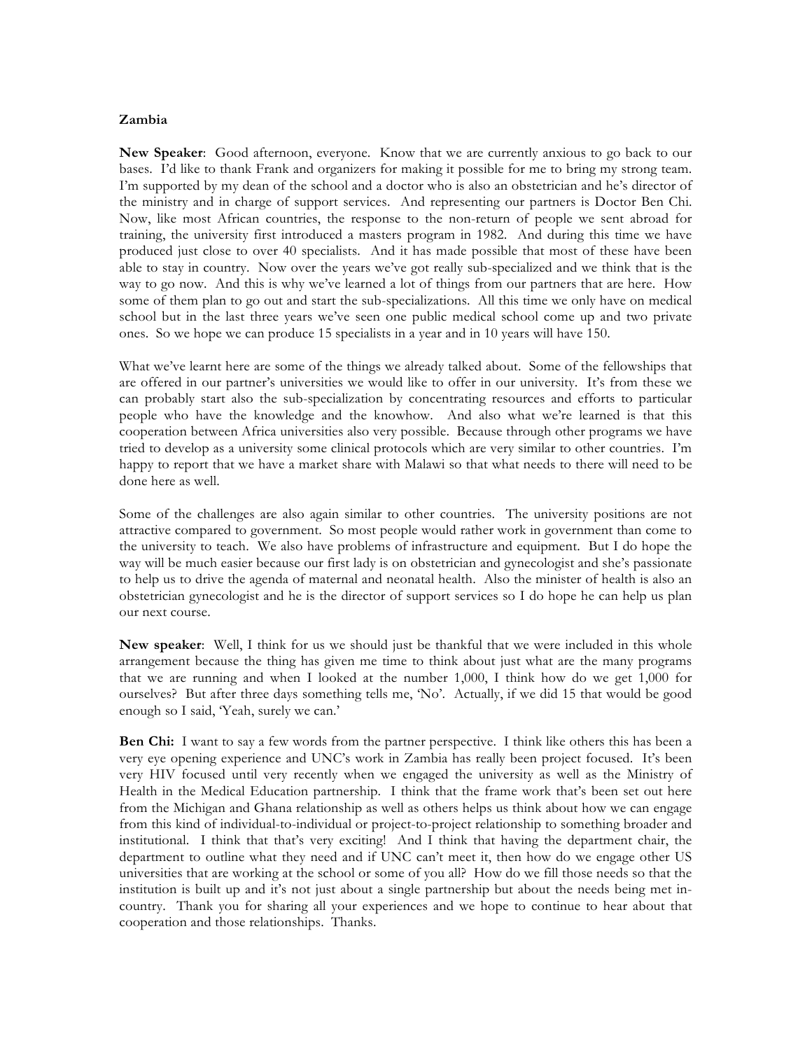**Zambia**

**New Speaker**: Good afternoon, everyone. Know that we are currently anxious to go back to our bases. I'd like to thank Frank and organizers for making it possible for me to bring my strong team. I'm supported by my dean of the school and a doctor who is also an obstetrician and he's director of the ministry and in charge of support services. And representing our partners is Doctor Ben Chi. Now, like most African countries, the response to the non-return of people we sent abroad for training, the university first introduced a masters program in 1982. And during this time we have produced just close to over 40 specialists. And it has made possible that most of these have been able to stay in country. Now over the years we've got really sub-specialized and we think that is the way to go now. And this is why we've learned a lot of things from our partners that are here. How some of them plan to go out and start the sub-specializations. All this time we only have on medical school but in the last three years we've seen one public medical school come up and two private ones. So we hope we can produce 15 specialists in a year and in 10 years will have 150.

What we've learnt here are some of the things we already talked about. Some of the fellowships that are offered in our partner's universities we would like to offer in our university. It's from these we can probably start also the sub-specialization by concentrating resources and efforts to particular people who have the knowledge and the knowhow. And also what we're learned is that this cooperation between Africa universities also very possible. Because through other programs we have tried to develop as a university some clinical protocols which are very similar to other countries. I'm happy to report that we have a market share with Malawi so that what needs to there will need to be done here as well.

Some of the challenges are also again similar to other countries. The university positions are not attractive compared to government. So most people would rather work in government than come to the university to teach. We also have problems of infrastructure and equipment. But I do hope the way will be much easier because our first lady is on obstetrician and gynecologist and she's passionate to help us to drive the agenda of maternal and neonatal health. Also the minister of health is also an obstetrician gynecologist and he is the director of support services so I do hope he can help us plan our next course.

**New speaker**: Well, I think for us we should just be thankful that we were included in this whole arrangement because the thing has given me time to think about just what are the many programs that we are running and when I looked at the number 1,000, I think how do we get 1,000 for ourselves? But after three days something tells me, 'No'. Actually, if we did 15 that would be good enough so I said, 'Yeah, surely we can.'

**Ben Chi:** I want to say a few words from the partner perspective. I think like others this has been a very eye opening experience and UNC's work in Zambia has really been project focused. It's been very HIV focused until very recently when we engaged the university as well as the Ministry of Health in the Medical Education partnership. I think that the frame work that's been set out here from the Michigan and Ghana relationship as well as others helps us think about how we can engage from this kind of individual-to-individual or project-to-project relationship to something broader and institutional. I think that that's very exciting! And I think that having the department chair, the department to outline what they need and if UNC can't meet it, then how do we engage other US universities that are working at the school or some of you all? How do we fill those needs so that the institution is built up and it's not just about a single partnership but about the needs being met in-country. Thank you for sharing all your experiences and we hope to continue to hear about that cooperation and those relationships. Thanks.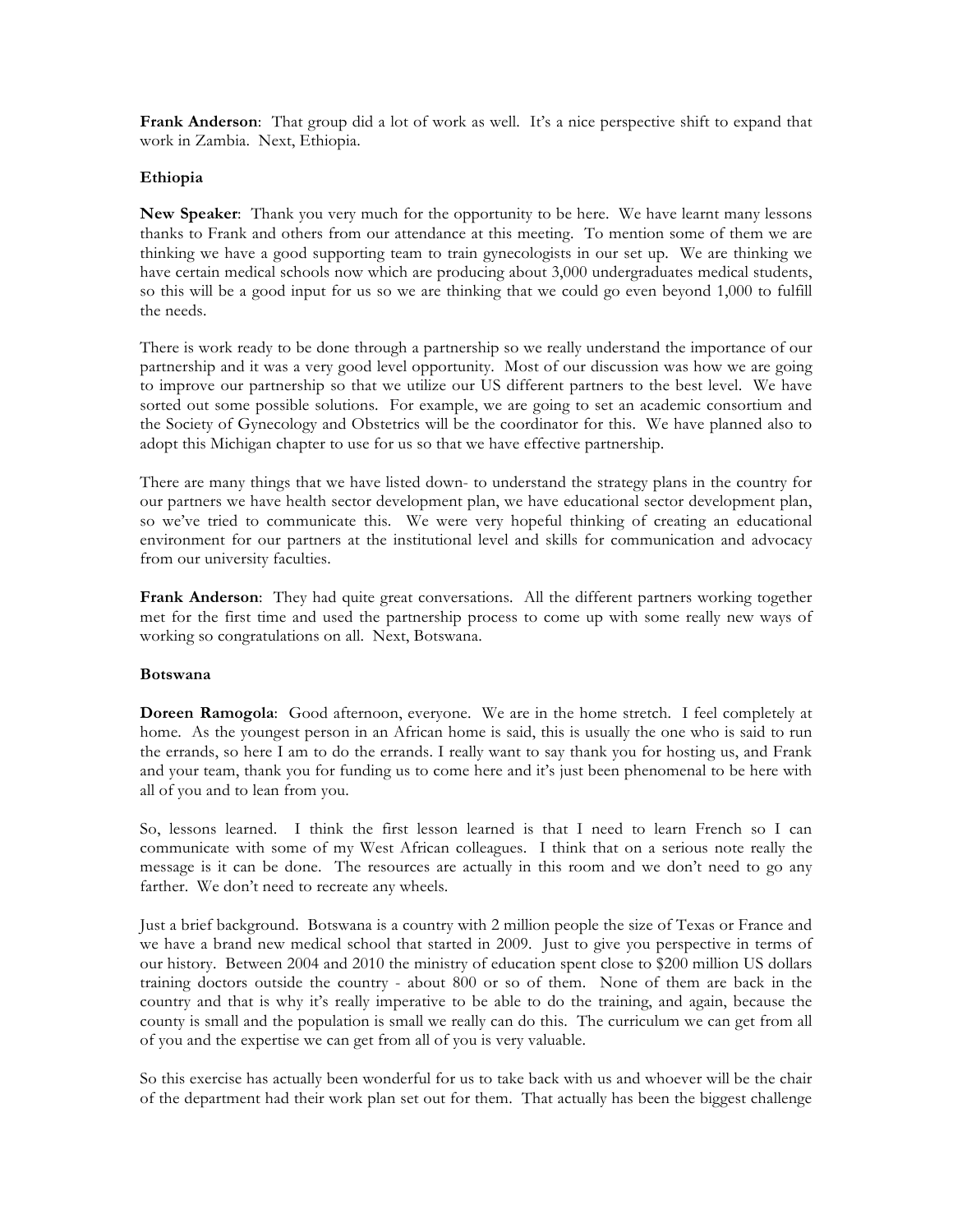**Frank Anderson**: That group did a lot of work as well. It's a nice perspective shift to expand that work in Zambia. Next, Ethiopia.

**Ethiopia**

**New Speaker**: Thank you very much for the opportunity to be here. We have learnt many lessons thanks to Frank and others from our attendance at this meeting. To mention some of them we are thinking we have a good supporting team to train gynecologists in our set up. We are thinking we have certain medical schools now which are producing about 3,000 undergraduates medical students, so this will be a good input for us so we are thinking that we could go even beyond 1,000 to fulfill the needs.

There is work ready to be done through a partnership so we really understand the importance of our partnership and it was a very good level opportunity. Most of our discussion was how we are going to improve our partnership so that we utilize our US different partners to the best level. We have sorted out some possible solutions. For example, we are going to set an academic consortium and the Society of Gynecology and Obstetrics will be the coordinator for this. We have planned also to adopt this Michigan chapter to use for us so that we have effective partnership.

There are many things that we have listed down- to understand the strategy plans in the country for our partners we have health sector development plan, we have educational sector development plan, so we've tried to communicate this. We were very hopeful thinking of creating an educational environment for our partners at the institutional level and skills for communication and advocacy from our university faculties.

**Frank Anderson**: They had quite great conversations. All the different partners working together met for the first time and used the partnership process to come up with some really new ways of working so congratulations on all. Next, Botswana.

**Botswana**

**Doreen Ramogola**: Good afternoon, everyone. We are in the home stretch. I feel completely at home. As the youngest person in an African home is said, this is usually the one who is said to run the errands, so here I am to do the errands. I really want to say thank you for hosting us, and Frank and your team, thank you for funding us to come here and it's just been phenomenal to be here with all of you and to lean from you.

So, lessons learned. I think the first lesson learned is that I need to learn French so I can communicate with some of my West African colleagues. I think that on a serious note really the message is it can be done. The resources are actually in this room and we don't need to go any farther. We don't need to recreate any wheels.

Just a brief background. Botswana is a country with 2 million people the size of Texas or France and we have a brand new medical school that started in 2009. Just to give you perspective in terms of our history. Between 2004 and 2010 the ministry of education spent close to $200 million US dollars training doctors outside the country - about 800 or so of them. None of them are back in the country and that is why it's really imperative to be able to do the training, and again, because the county is small and the population is small we really can do this. The curriculum we can get from all of you and the expertise we can get from all of you is very valuable.

So this exercise has actually been wonderful for us to take back with us and whoever will be the chair of the department had their work plan set out for them. That actually has been the biggest challenge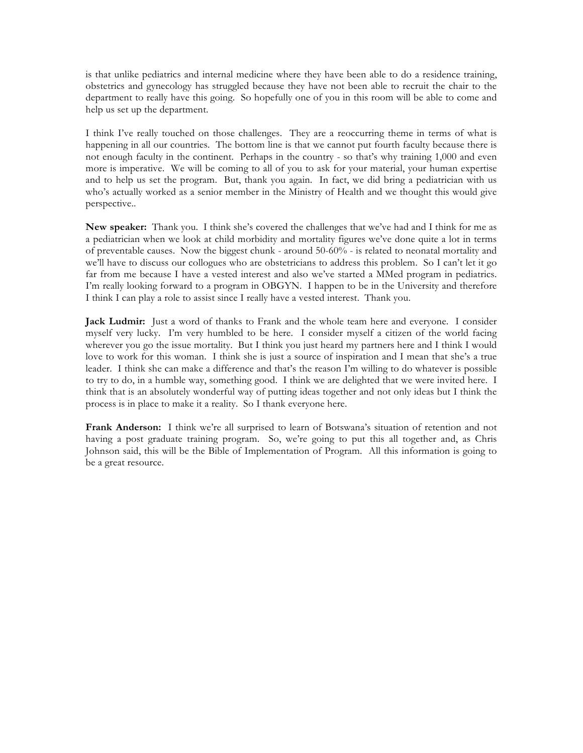is that unlike pediatrics and internal medicine where they have been able to do a residence training, obstetrics and gynecology has struggled because they have not been able to recruit the chair to the department to really have this going. So hopefully one of you in this room will be able to come and help us set up the department.

I think I've really touched on those challenges. They are a reoccurring theme in terms of what is happening in all our countries. The bottom line is that we cannot put fourth faculty because there is not enough faculty in the continent. Perhaps in the country - so that's why training 1,000 and even more is imperative. We will be coming to all of you to ask for your material, your human expertise and to help us set the program. But, thank you again. In fact, we did bring a pediatrician with us who's actually worked as a senior member in the Ministry of Health and we thought this would give perspective..

**New speaker:** Thank you. I think she's covered the challenges that we've had and I think for me as a pediatrician when we look at child morbidity and mortality figures we've done quite a lot in terms of preventable causes. Now the biggest chunk - around 50-60% - is related to neonatal mortality and we'll have to discuss our collogues who are obstetricians to address this problem. So I can't let it go far from me because I have a vested interest and also we've started a MMed program in pediatrics. I'm really looking forward to a program in OBGYN. I happen to be in the University and therefore I think I can play a role to assist since I really have a vested interest. Thank you.

**Jack Ludmir:** Just a word of thanks to Frank and the whole team here and everyone. I consider myself very lucky. I'm very humbled to be here. I consider myself a citizen of the world facing wherever you go the issue mortality. But I think you just heard my partners here and I think I would love to work for this woman. I think she is just a source of inspiration and I mean that she's a true leader. I think she can make a difference and that's the reason I'm willing to do whatever is possible to try to do, in a humble way, something good. I think we are delighted that we were invited here. I think that is an absolutely wonderful way of putting ideas together and not only ideas but I think the process is in place to make it a reality. So I thank everyone here.

**Frank Anderson:** I think we're all surprised to learn of Botswana's situation of retention and not having a post graduate training program. So, we're going to put this all together and, as Chris Johnson said, this will be the Bible of Implementation of Program. All this information is going to be a great resource.